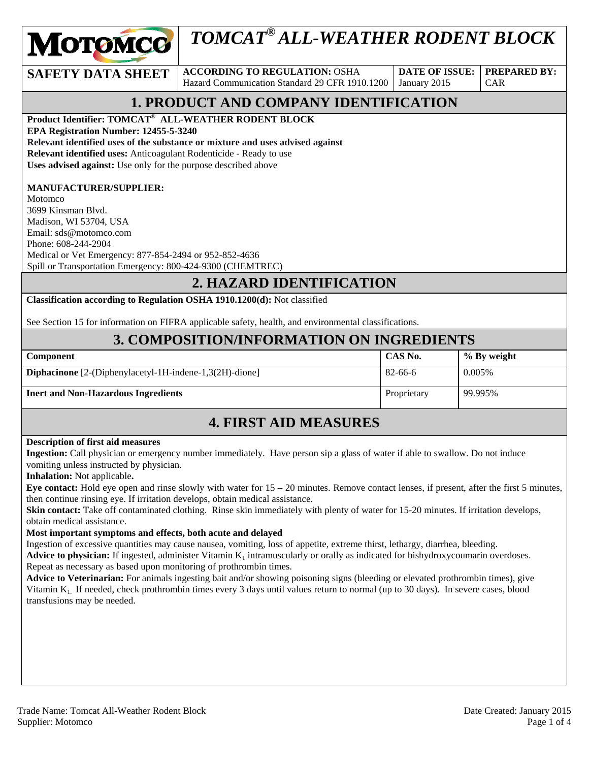# TOMCAT® ALL-WEATHER RODENT BLOCK

| SAFETY DATA SHEET | ACCORDING TO REGULATION: OSHA Hazard Communication Standard 29 CFR 1910.1200 | DATE OF ISSUE: January 2015 | PREPARED BY: CAR |
|---|---|---|---|

## 1. PRODUCT AND COMPANY IDENTIFICATION

**Product Identifier: TOMCAT® ALL-WEATHER RODENT BLOCK**
**EPA Registration Number: 12455-5-3240**
**Relevant identified uses of the substance or mixture and uses advised against**
**Relevant identified uses:** Anticoagulant Rodenticide - Ready to use
**Uses advised against:** Use only for the purpose described above

**MANUFACTURER/SUPPLIER:**
Motomco
3699 Kinsman Blvd.
Madison, WI 53704, USA
Email: sds@motomco.com
Phone: 608-244-2904
Medical or Vet Emergency: 877-854-2494 or 952-852-4636
Spill or Transportation Emergency: 800-424-9300 (CHEMTREC)

## 2. HAZARD IDENTIFICATION

**Classification according to Regulation OSHA 1910.1200(d):** Not classified

See Section 15 for information on FIFRA applicable safety, health, and environmental classifications.

## 3. COMPOSITION/INFORMATION ON INGREDIENTS

| Component | CAS No. | % By weight |
|---|---|---|
| **Diphacinone** [2-(Diphenylacetyl-1H-indene-1,3(2H)-dione] | 82-66-6 | 0.005% |
| **Inert and Non-Hazardous Ingredients** | Proprietary | 99.995% |

## 4. FIRST AID MEASURES

**Description of first aid measures**
**Ingestion:** Call physician or emergency number immediately. Have person sip a glass of water if able to swallow. Do not induce vomiting unless instructed by physician.
**Inhalation:** Not applicable**.**
**Eye contact:** Hold eye open and rinse slowly with water for 15 – 20 minutes. Remove contact lenses, if present, after the first 5 minutes, then continue rinsing eye. If irritation develops, obtain medical assistance.
**Skin contact:** Take off contaminated clothing. Rinse skin immediately with plenty of water for 15-20 minutes. If irritation develops, obtain medical assistance.
**Most important symptoms and effects, both acute and delayed**
Ingestion of excessive quantities may cause nausea, vomiting, loss of appetite, extreme thirst, lethargy, diarrhea, bleeding.
**Advice to physician:** If ingested, administer Vitamin $K_1$ intramuscularly or orally as indicated for bishydroxycoumarin overdoses. Repeat as necessary as based upon monitoring of prothrombin times.
**Advice to Veterinarian:** For animals ingesting bait and/or showing poisoning signs (bleeding or elevated prothrombin times), give Vitamin $K_1$. If needed, check prothrombin times every 3 days until values return to normal (up to 30 days). In severe cases, blood transfusions may be needed.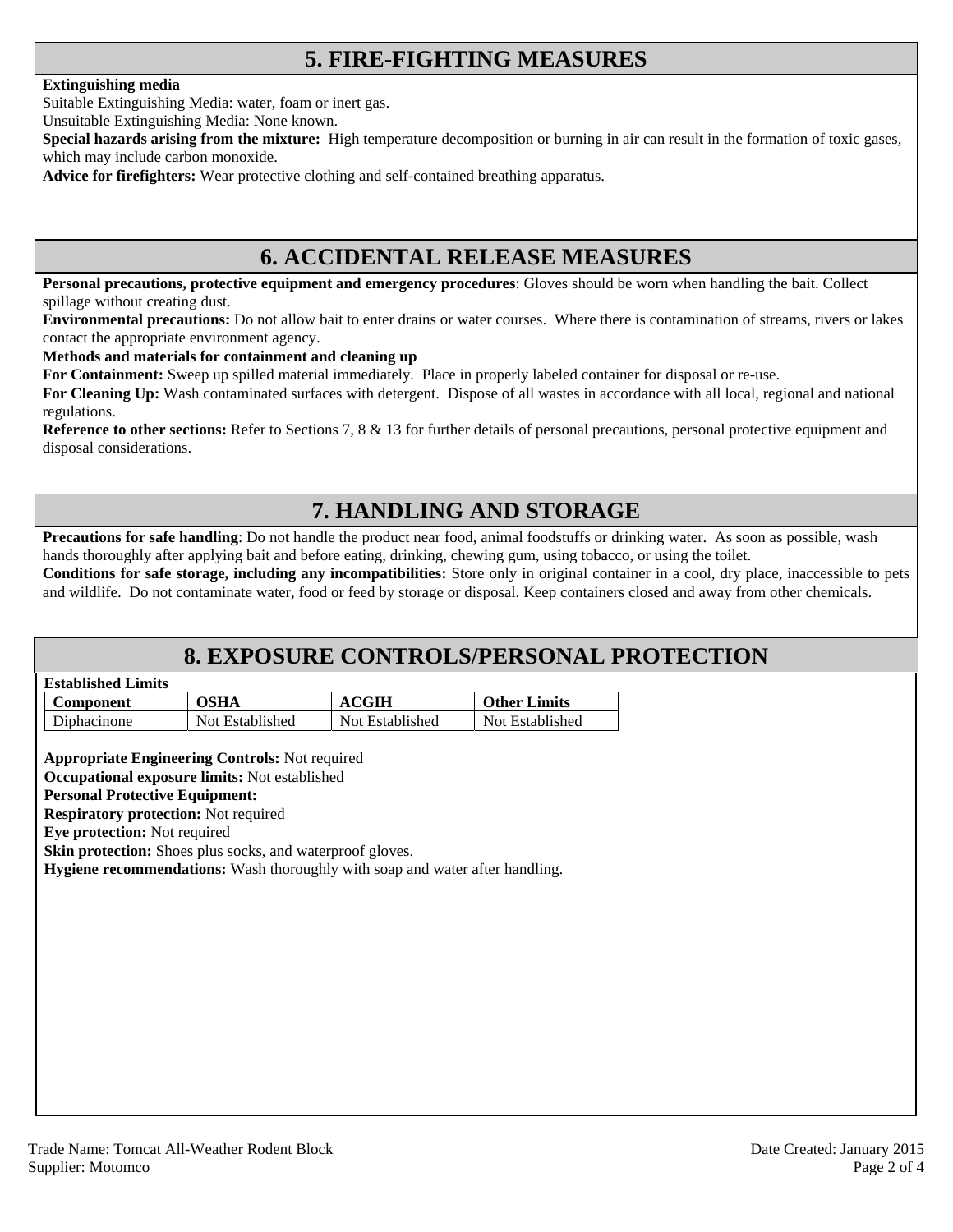## 5. FIRE-FIGHTING MEASURES

**Extinguishing media**

Suitable Extinguishing Media: water, foam or inert gas.

Unsuitable Extinguishing Media: None known.

**Special hazards arising from the mixture:** High temperature decomposition or burning in air can result in the formation of toxic gases, which may include carbon monoxide.

**Advice for firefighters:** Wear protective clothing and self-contained breathing apparatus.

## 6. ACCIDENTAL RELEASE MEASURES

**Personal precautions, protective equipment and emergency procedures**: Gloves should be worn when handling the bait. Collect spillage without creating dust.

**Environmental precautions:** Do not allow bait to enter drains or water courses. Where there is contamination of streams, rivers or lakes contact the appropriate environment agency.

**Methods and materials for containment and cleaning up**

**For Containment:** Sweep up spilled material immediately. Place in properly labeled container for disposal or re-use.

**For Cleaning Up:** Wash contaminated surfaces with detergent. Dispose of all wastes in accordance with all local, regional and national regulations.

**Reference to other sections:** Refer to Sections 7, 8 & 13 for further details of personal precautions, personal protective equipment and disposal considerations.

## 7. HANDLING AND STORAGE

**Precautions for safe handling**: Do not handle the product near food, animal foodstuffs or drinking water. As soon as possible, wash hands thoroughly after applying bait and before eating, drinking, chewing gum, using tobacco, or using the toilet.

**Conditions for safe storage, including any incompatibilities:** Store only in original container in a cool, dry place, inaccessible to pets and wildlife. Do not contaminate water, food or feed by storage or disposal. Keep containers closed and away from other chemicals.

## 8. EXPOSURE CONTROLS/PERSONAL PROTECTION

**Established Limits**

| Component | OSHA | ACGIH | Other Limits |
|---|---|---|---|
| Diphacinone | Not Established | Not Established | Not Established |

**Appropriate Engineering Controls:** Not required

**Occupational exposure limits:** Not established

**Personal Protective Equipment:**

**Respiratory protection:** Not required

**Eye protection:** Not required

**Skin protection:** Shoes plus socks, and waterproof gloves.

**Hygiene recommendations:** Wash thoroughly with soap and water after handling.

Trade Name: Tomcat All-Weather Rodent Block
Supplier: Motomco

Date Created: January 2015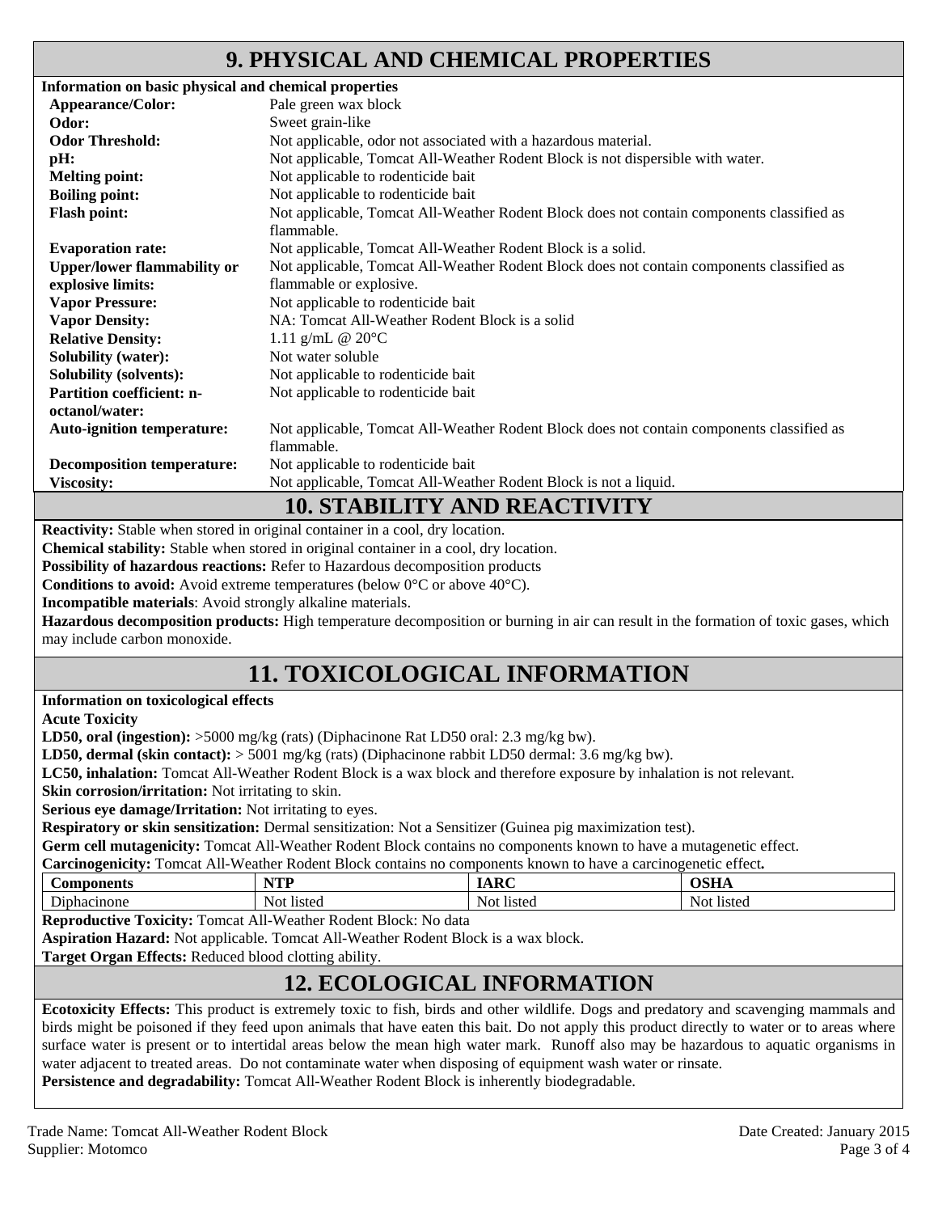## 9. PHYSICAL AND CHEMICAL PROPERTIES

**Information on basic physical and chemical properties**

| | |
|---|---|
| **Appearance/Color:** | Pale green wax block |
| **Odor:** | Sweet grain-like |
| **Odor Threshold:** | Not applicable, odor not associated with a hazardous material. |
| **pH:** | Not applicable, Tomcat All-Weather Rodent Block is not dispersible with water. |
| **Melting point:** | Not applicable to rodenticide bait |
| **Boiling point:** | Not applicable to rodenticide bait |
| **Flash point:** | Not applicable, Tomcat All-Weather Rodent Block does not contain components classified as flammable. |
| **Evaporation rate:** | Not applicable, Tomcat All-Weather Rodent Block is a solid. |
| **Upper/lower flammability or explosive limits:** | Not applicable, Tomcat All-Weather Rodent Block does not contain components classified as flammable or explosive. |
| **Vapor Pressure:** | Not applicable to rodenticide bait |
| **Vapor Density:** | NA: Tomcat All-Weather Rodent Block is a solid |
| **Relative Density:** | 1.11 g/mL @ 20°C |
| **Solubility (water):** | Not water soluble |
| **Solubility (solvents):** | Not applicable to rodenticide bait |
| **Partition coefficient: n-octanol/water:** | Not applicable to rodenticide bait |
| **Auto-ignition temperature:** | Not applicable, Tomcat All-Weather Rodent Block does not contain components classified as flammable. |
| **Decomposition temperature:** | Not applicable to rodenticide bait |
| **Viscosity:** | Not applicable, Tomcat All-Weather Rodent Block is not a liquid. |

## 10. STABILITY AND REACTIVITY

**Reactivity:** Stable when stored in original container in a cool, dry location.

**Chemical stability:** Stable when stored in original container in a cool, dry location.

**Possibility of hazardous reactions:** Refer to Hazardous decomposition products

**Conditions to avoid:** Avoid extreme temperatures (below 0°C or above 40°C).

**Incompatible materials**: Avoid strongly alkaline materials.

**Hazardous decomposition products:** High temperature decomposition or burning in air can result in the formation of toxic gases, which may include carbon monoxide.

## 11. TOXICOLOGICAL INFORMATION

**Information on toxicological effects**

**Acute Toxicity**

**LD50, oral (ingestion):** >5000 mg/kg (rats) (Diphacinone Rat LD50 oral: 2.3 mg/kg bw).

**LD50, dermal (skin contact):** > 5001 mg/kg (rats) (Diphacinone rabbit LD50 dermal: 3.6 mg/kg bw).

**LC50, inhalation:** Tomcat All-Weather Rodent Block is a wax block and therefore exposure by inhalation is not relevant.

**Skin corrosion/irritation:** Not irritating to skin.

**Serious eye damage/Irritation:** Not irritating to eyes.

**Respiratory or skin sensitization:** Dermal sensitization: Not a Sensitizer (Guinea pig maximization test).

**Germ cell mutagenicity:** Tomcat All-Weather Rodent Block contains no components known to have a mutagenetic effect.

**Carcinogenicity:** Tomcat All-Weather Rodent Block contains no components known to have a carcinogenetic effect**.**

| Components | NTP | IARC | OSHA |
|---|---|---|---|
| Diphacinone | Not listed | Not listed | Not listed |

**Reproductive Toxicity:** Tomcat All-Weather Rodent Block: No data

**Aspiration Hazard:** Not applicable. Tomcat All-Weather Rodent Block is a wax block.

**Target Organ Effects:** Reduced blood clotting ability.

## 12. ECOLOGICAL INFORMATION

**Ecotoxicity Effects:** This product is extremely toxic to fish, birds and other wildlife. Dogs and predatory and scavenging mammals and birds might be poisoned if they feed upon animals that have eaten this bait. Do not apply this product directly to water or to areas where surface water is present or to intertidal areas below the mean high water mark. Runoff also may be hazardous to aquatic organisms in water adjacent to treated areas. Do not contaminate water when disposing of equipment wash water or rinsate.

**Persistence and degradability:** Tomcat All-Weather Rodent Block is inherently biodegradable.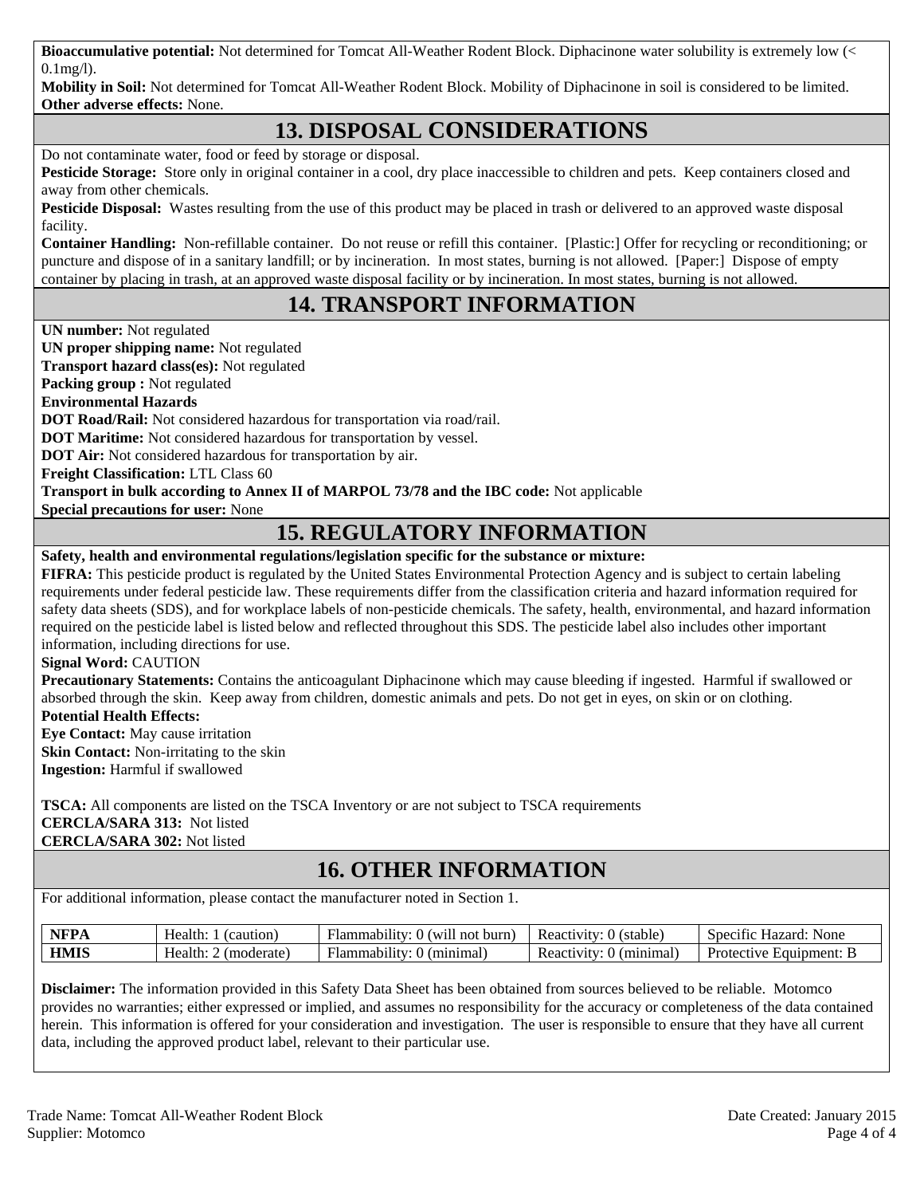**Bioaccumulative potential:** Not determined for Tomcat All-Weather Rodent Block. Diphacinone water solubility is extremely low (< 0.1mg/l).

**Mobility in Soil:** Not determined for Tomcat All-Weather Rodent Block. Mobility of Diphacinone in soil is considered to be limited.

**Other adverse effects:** None.

## 13. DISPOSAL CONSIDERATIONS

Do not contaminate water, food or feed by storage or disposal.

**Pesticide Storage:** Store only in original container in a cool, dry place inaccessible to children and pets. Keep containers closed and away from other chemicals.

**Pesticide Disposal:** Wastes resulting from the use of this product may be placed in trash or delivered to an approved waste disposal facility.

**Container Handling:** Non-refillable container. Do not reuse or refill this container. [Plastic:] Offer for recycling or reconditioning; or puncture and dispose of in a sanitary landfill; or by incineration. In most states, burning is not allowed. [Paper:] Dispose of empty container by placing in trash, at an approved waste disposal facility or by incineration. In most states, burning is not allowed.

## 14. TRANSPORT INFORMATION

**UN number:** Not regulated

**UN proper shipping name:** Not regulated

**Transport hazard class(es):** Not regulated

**Packing group :** Not regulated

**Environmental Hazards**

**DOT Road/Rail:** Not considered hazardous for transportation via road/rail.

**DOT Maritime:** Not considered hazardous for transportation by vessel.

**DOT Air:** Not considered hazardous for transportation by air.

**Freight Classification:** LTL Class 60

**Transport in bulk according to Annex II of MARPOL 73/78 and the IBC code:** Not applicable

**Special precautions for user:** None

## 15. REGULATORY INFORMATION

**Safety, health and environmental regulations/legislation specific for the substance or mixture:**

**FIFRA:** This pesticide product is regulated by the United States Environmental Protection Agency and is subject to certain labeling requirements under federal pesticide law. These requirements differ from the classification criteria and hazard information required for safety data sheets (SDS), and for workplace labels of non-pesticide chemicals. The safety, health, environmental, and hazard information required on the pesticide label is listed below and reflected throughout this SDS. The pesticide label also includes other important information, including directions for use.

**Signal Word:** CAUTION

**Precautionary Statements:** Contains the anticoagulant Diphacinone which may cause bleeding if ingested. Harmful if swallowed or absorbed through the skin. Keep away from children, domestic animals and pets. Do not get in eyes, on skin or on clothing.

**Potential Health Effects:**

**Eye Contact:** May cause irritation

**Skin Contact:** Non-irritating to the skin

**Ingestion:** Harmful if swallowed

**TSCA:** All components are listed on the TSCA Inventory or are not subject to TSCA requirements

**CERCLA/SARA 313:** Not listed

**CERCLA/SARA 302:** Not listed

## 16. OTHER INFORMATION

For additional information, please contact the manufacturer noted in Section 1.

| | | | | |
|---|---|---|---|---|
| **NFPA** | Health: 1 (caution) | Flammability: 0 (will not burn) | Reactivity: 0 (stable) | Specific Hazard: None |
| **HMIS** | Health: 2 (moderate) | Flammability: 0 (minimal) | Reactivity: 0 (minimal) | Protective Equipment: B |

**Disclaimer:** The information provided in this Safety Data Sheet has been obtained from sources believed to be reliable. Motomco provides no warranties; either expressed or implied, and assumes no responsibility for the accuracy or completeness of the data contained herein. This information is offered for your consideration and investigation. The user is responsible to ensure that they have all current data, including the approved product label, relevant to their particular use.